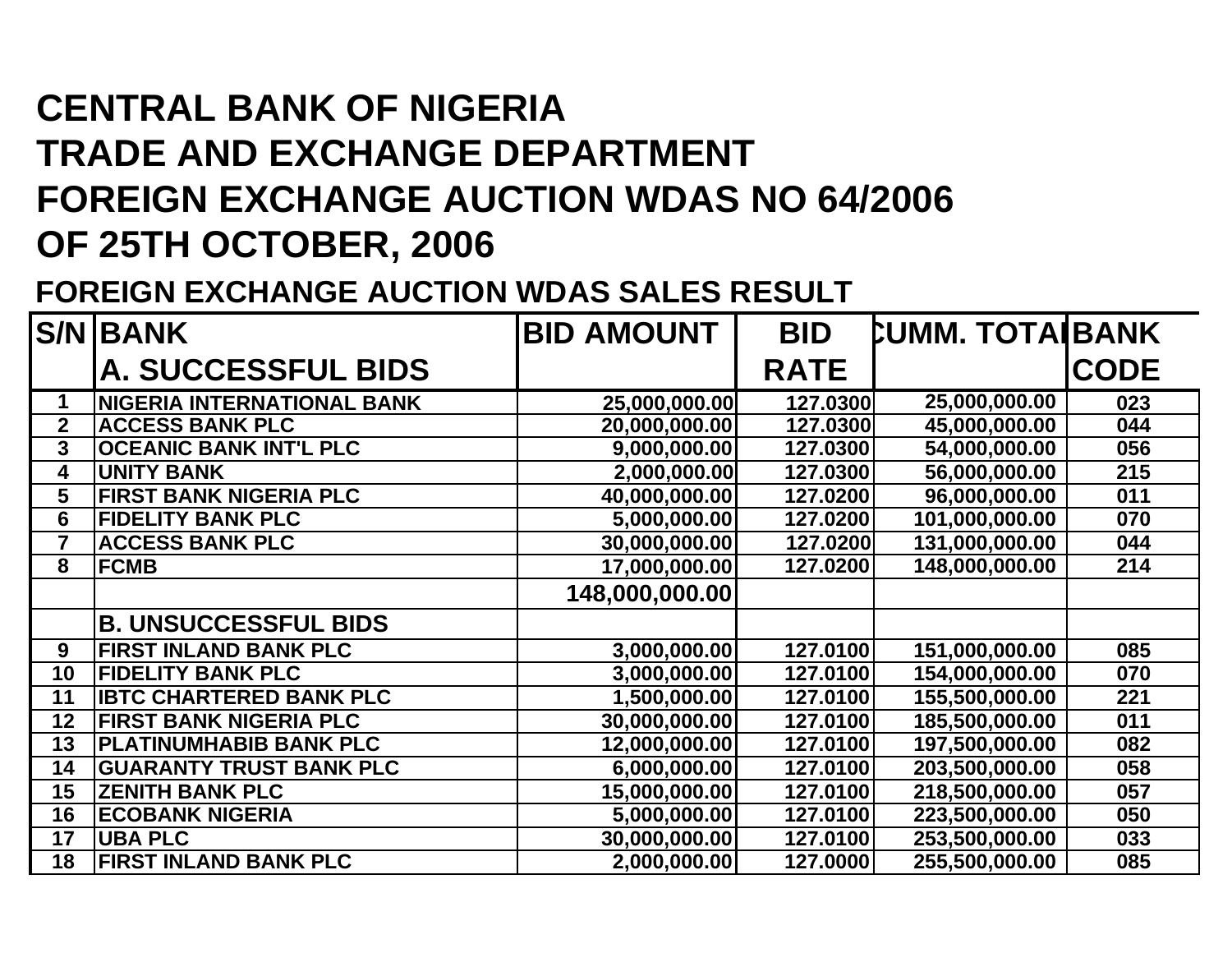# CENTRAL BANK OF NIGERIA
# TRADE AND EXCHANGE DEPARTMENT
# FOREIGN EXCHANGE AUCTION WDAS NO 64/2006
# OF 25TH OCTOBER, 2006

## FOREIGN EXCHANGE AUCTION WDAS SALES RESULT

| S/N | BANK | BID AMOUNT | BID RATE | CUMM. TOTAL | BANK CODE |
|---|---|---|---|---|---|
| | **A. SUCCESSFUL BIDS** | | | | |
| 1 | NIGERIA INTERNATIONAL BANK | 25,000,000.00 | 127.0300 | 25,000,000.00 | 023 |
| 2 | ACCESS BANK PLC | 20,000,000.00 | 127.0300 | 45,000,000.00 | 044 |
| 3 | OCEANIC BANK INT'L PLC | 9,000,000.00 | 127.0300 | 54,000,000.00 | 056 |
| 4 | UNITY BANK | 2,000,000.00 | 127.0300 | 56,000,000.00 | 215 |
| 5 | FIRST BANK NIGERIA PLC | 40,000,000.00 | 127.0200 | 96,000,000.00 | 011 |
| 6 | FIDELITY BANK PLC | 5,000,000.00 | 127.0200 | 101,000,000.00 | 070 |
| 7 | ACCESS BANK PLC | 30,000,000.00 | 127.0200 | 131,000,000.00 | 044 |
| 8 | FCMB | 17,000,000.00 | 127.0200 | 148,000,000.00 | 214 |
| | | 148,000,000.00 | | | |
| | **B. UNSUCCESSFUL BIDS** | | | | |
| 9 | FIRST INLAND BANK PLC | 3,000,000.00 | 127.0100 | 151,000,000.00 | 085 |
| 10 | FIDELITY BANK PLC | 3,000,000.00 | 127.0100 | 154,000,000.00 | 070 |
| 11 | IBTC CHARTERED BANK PLC | 1,500,000.00 | 127.0100 | 155,500,000.00 | 221 |
| 12 | FIRST BANK NIGERIA PLC | 30,000,000.00 | 127.0100 | 185,500,000.00 | 011 |
| 13 | PLATINUMHABIB BANK PLC | 12,000,000.00 | 127.0100 | 197,500,000.00 | 082 |
| 14 | GUARANTY TRUST BANK PLC | 6,000,000.00 | 127.0100 | 203,500,000.00 | 058 |
| 15 | ZENITH BANK PLC | 15,000,000.00 | 127.0100 | 218,500,000.00 | 057 |
| 16 | ECOBANK NIGERIA | 5,000,000.00 | 127.0100 | 223,500,000.00 | 050 |
| 17 | UBA PLC | 30,000,000.00 | 127.0100 | 253,500,000.00 | 033 |
| 18 | FIRST INLAND BANK PLC | 2,000,000.00 | 127.0000 | 255,500,000.00 | 085 |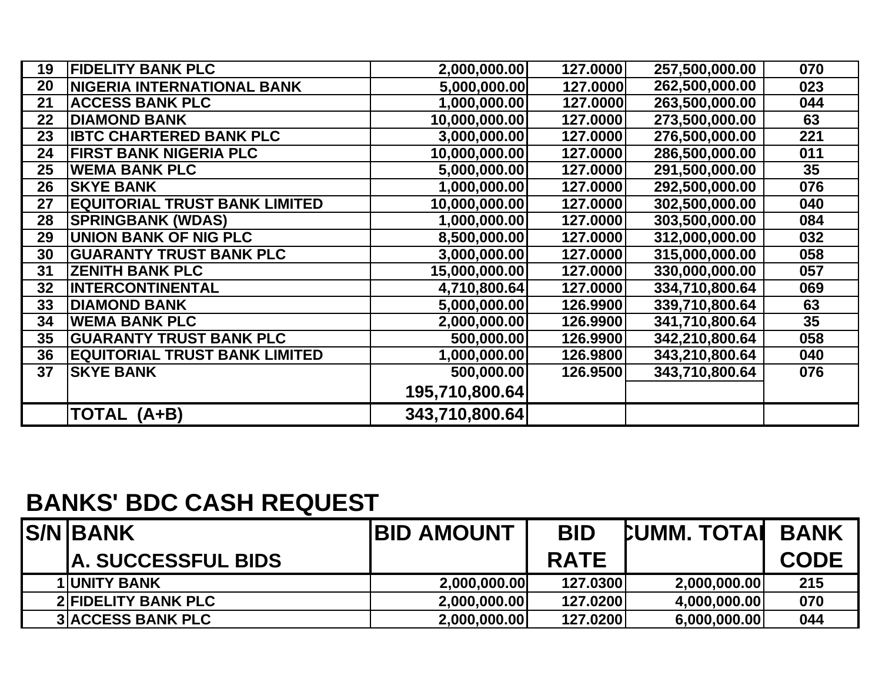| | | | | | |
|---|---|---|---|---|---|
| 19 | FIDELITY BANK PLC | 2,000,000.00 | 127.0000 | 257,500,000.00 | 070 |
| 20 | NIGERIA INTERNATIONAL BANK | 5,000,000.00 | 127.0000 | 262,500,000.00 | 023 |
| 21 | ACCESS BANK PLC | 1,000,000.00 | 127.0000 | 263,500,000.00 | 044 |
| 22 | DIAMOND BANK | 10,000,000.00 | 127.0000 | 273,500,000.00 | 63 |
| 23 | IBTC CHARTERED BANK PLC | 3,000,000.00 | 127.0000 | 276,500,000.00 | 221 |
| 24 | FIRST BANK NIGERIA PLC | 10,000,000.00 | 127.0000 | 286,500,000.00 | 011 |
| 25 | WEMA BANK PLC | 5,000,000.00 | 127.0000 | 291,500,000.00 | 35 |
| 26 | SKYE BANK | 1,000,000.00 | 127.0000 | 292,500,000.00 | 076 |
| 27 | EQUITORIAL TRUST BANK LIMITED | 10,000,000.00 | 127.0000 | 302,500,000.00 | 040 |
| 28 | SPRINGBANK (WDAS) | 1,000,000.00 | 127.0000 | 303,500,000.00 | 084 |
| 29 | UNION BANK OF NIG PLC | 8,500,000.00 | 127.0000 | 312,000,000.00 | 032 |
| 30 | GUARANTY TRUST BANK PLC | 3,000,000.00 | 127.0000 | 315,000,000.00 | 058 |
| 31 | ZENITH BANK PLC | 15,000,000.00 | 127.0000 | 330,000,000.00 | 057 |
| 32 | INTERCONTINENTAL | 4,710,800.64 | 127.0000 | 334,710,800.64 | 069 |
| 33 | DIAMOND BANK | 5,000,000.00 | 126.9900 | 339,710,800.64 | 63 |
| 34 | WEMA BANK PLC | 2,000,000.00 | 126.9900 | 341,710,800.64 | 35 |
| 35 | GUARANTY TRUST BANK PLC | 500,000.00 | 126.9900 | 342,210,800.64 | 058 |
| 36 | EQUITORIAL TRUST BANK LIMITED | 1,000,000.00 | 126.9800 | 343,210,800.64 | 040 |
| 37 | SKYE BANK | 500,000.00 | 126.9500 | 343,710,800.64 | 076 |
| | | 195,710,800.64 | | | |
| | TOTAL (A+B) | 343,710,800.64 | | | |

## BANKS' BDC CASH REQUEST

| S/N | BANK | BID AMOUNT | BID RATE | CUMM. TOTAL | BANK CODE |
|---|---|---|---|---|---|
| | A. SUCCESSFUL BIDS | | | | |
| 1 | UNITY BANK | 2,000,000.00 | 127.0300 | 2,000,000.00 | 215 |
| 2 | FIDELITY BANK PLC | 2,000,000.00 | 127.0200 | 4,000,000.00 | 070 |
| 3 | ACCESS BANK PLC | 2,000,000.00 | 127.0200 | 6,000,000.00 | 044 |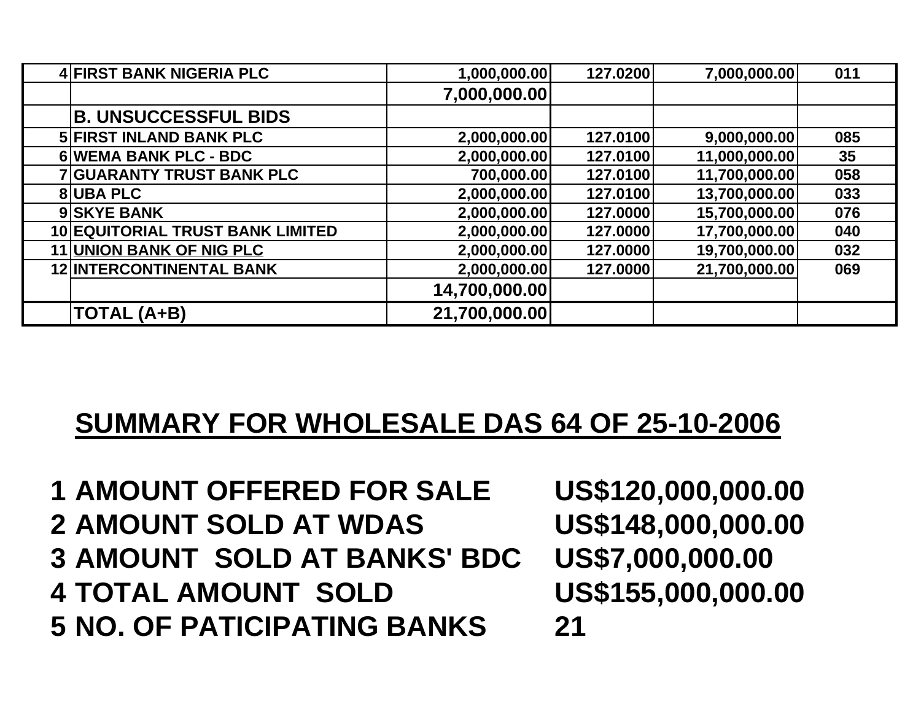| | | | | | |
|---|---|---|---|---|---|
| 4 | FIRST BANK NIGERIA PLC | 1,000,000.00 | 127.0200 | 7,000,000.00 | 011 |
| | | 7,000,000.00 | | | |
| | **B. UNSUCCESSFUL BIDS** | | | | |
| 5 | FIRST INLAND BANK PLC | 2,000,000.00 | 127.0100 | 9,000,000.00 | 085 |
| 6 | WEMA BANK PLC - BDC | 2,000,000.00 | 127.0100 | 11,000,000.00 | 35 |
| 7 | GUARANTY TRUST BANK PLC | 700,000.00 | 127.0100 | 11,700,000.00 | 058 |
| 8 | UBA PLC | 2,000,000.00 | 127.0100 | 13,700,000.00 | 033 |
| 9 | SKYE BANK | 2,000,000.00 | 127.0000 | 15,700,000.00 | 076 |
| 10 | EQUITORIAL TRUST BANK LIMITED | 2,000,000.00 | 127.0000 | 17,700,000.00 | 040 |
| 11 | UNION BANK OF NIG PLC | 2,000,000.00 | 127.0000 | 19,700,000.00 | 032 |
| 12 | INTERCONTINENTAL BANK | 2,000,000.00 | 127.0000 | 21,700,000.00 | 069 |
| | | 14,700,000.00 | | | |
| | **TOTAL (A+B)** | 21,700,000.00 | | | |

## SUMMARY FOR WHOLESALE DAS 64 OF 25-10-2006

| | | |
|---|---|---|
| 1 | AMOUNT OFFERED FOR SALE | US$120,000,000.00 |
| 2 | AMOUNT SOLD AT WDAS | US$148,000,000.00 |
| 3 | AMOUNT SOLD AT BANKS' BDC | US$7,000,000.00 |
| 4 | TOTAL AMOUNT SOLD | US$155,000,000.00 |
| 5 | NO. OF PATICIPATING BANKS | 21 |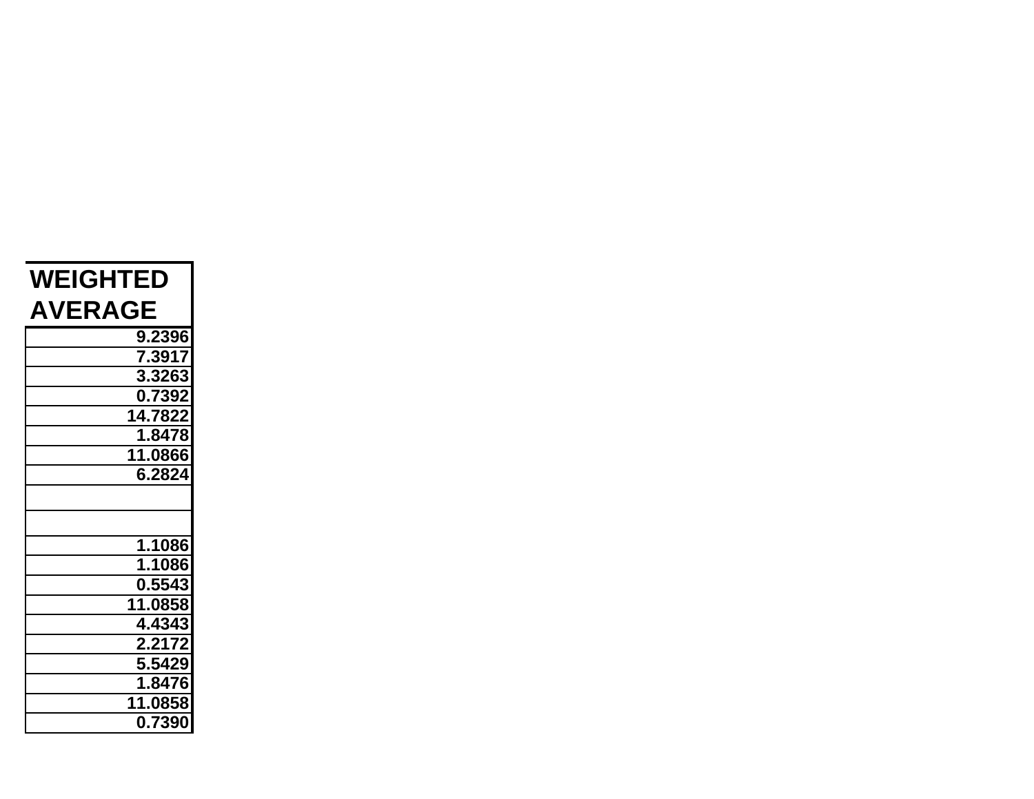| WEIGHTED AVERAGE |
| ---: |
| 9.2396 |
| 7.3917 |
| 3.3263 |
| 0.7392 |
| 14.7822 |
| 1.8478 |
| 11.0866 |
| 6.2824 |
| |
| |
| 1.1086 |
| 1.1086 |
| 0.5543 |
| 11.0858 |
| 4.4343 |
| 2.2172 |
| 5.5429 |
| 1.8476 |
| 11.0858 |
| 0.7390 |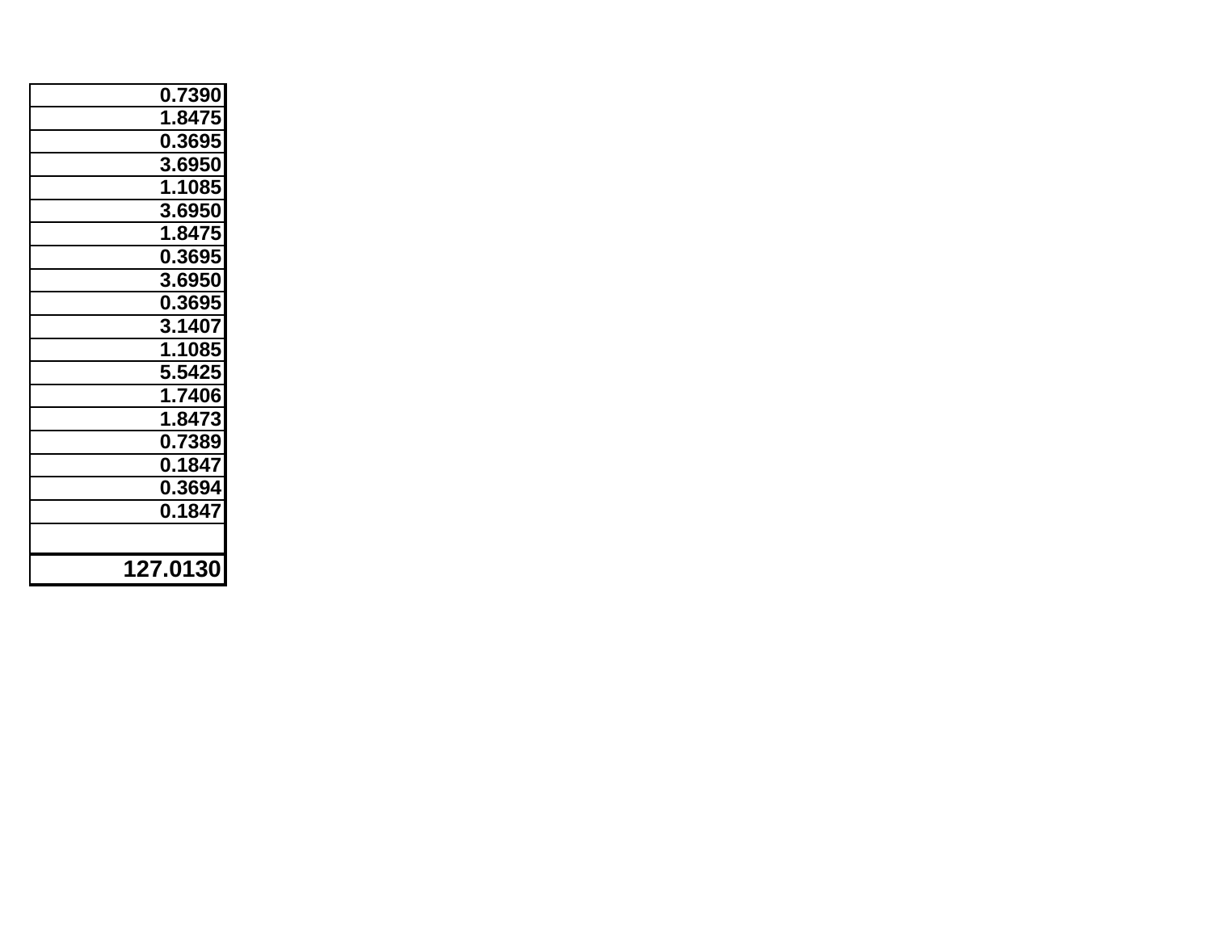| |
|---|
| 0.7390 |
| 1.8475 |
| 0.3695 |
| 3.6950 |
| 1.1085 |
| 3.6950 |
| 1.8475 |
| 0.3695 |
| 3.6950 |
| 0.3695 |
| 3.1407 |
| 1.1085 |
| 5.5425 |
| 1.7406 |
| 1.8473 |
| 0.7389 |
| 0.1847 |
| 0.3694 |
| 0.1847 |
| |
| **127.0130** |